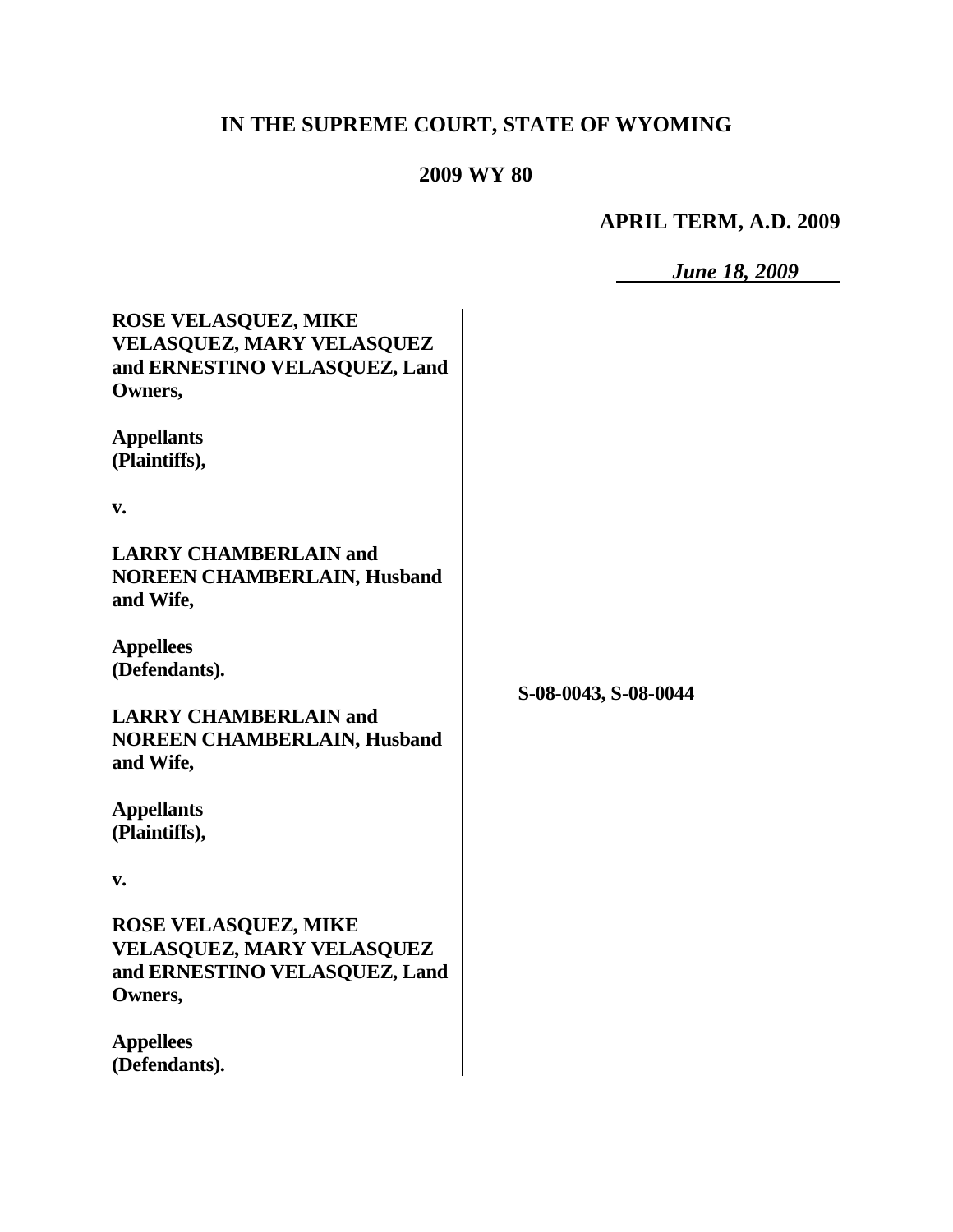**IN THE SUPREME COURT, STATE OF WYOMING**

**2009 WY 80**

**APRIL TERM, A.D. 2009**

***June 18, 2009***

| | |
|---|---|
| **ROSE VELASQUEZ, MIKE VELASQUEZ, MARY VELASQUEZ and ERNESTINO VELASQUEZ, Land Owners,**<br><br>**Appellants (Plaintiffs),**<br><br>**v.**<br><br>**LARRY CHAMBERLAIN and NOREEN CHAMBERLAIN, Husband and Wife,**<br><br>**Appellees (Defendants).**<br><br>**LARRY CHAMBERLAIN and NOREEN CHAMBERLAIN, Husband and Wife,**<br><br>**Appellants (Plaintiffs),**<br><br>**v.**<br><br>**ROSE VELASQUEZ, MIKE VELASQUEZ, MARY VELASQUEZ and ERNESTINO VELASQUEZ, Land Owners,**<br><br>**Appellees (Defendants).** | **S-08-0043, S-08-0044** |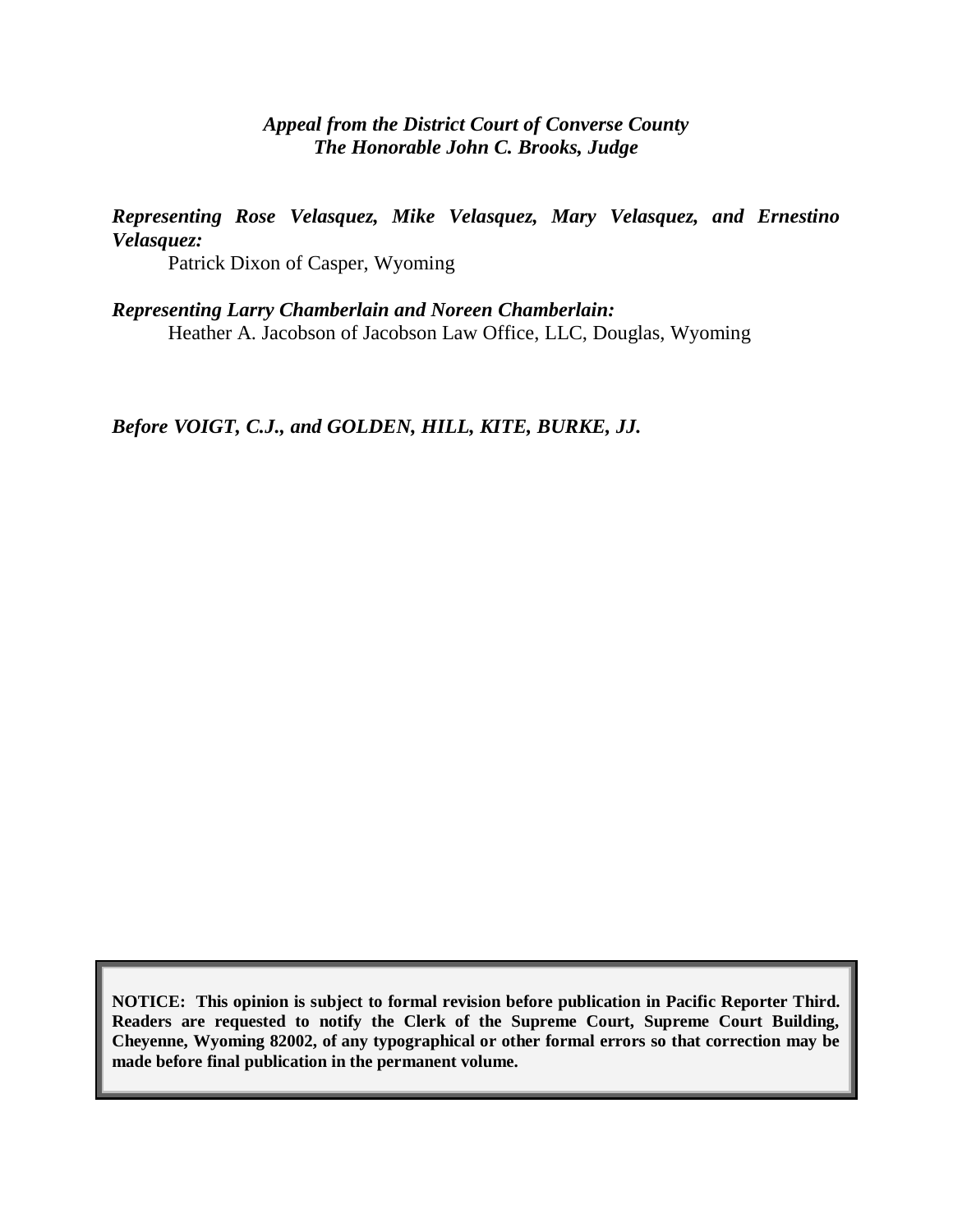***Appeal from the District Court of Converse County***
***The Honorable John C. Brooks, Judge***

***Representing Rose Velasquez, Mike Velasquez, Mary Velasquez, and Ernestino Velasquez:***

Patrick Dixon of Casper, Wyoming

***Representing Larry Chamberlain and Noreen Chamberlain:***

Heather A. Jacobson of Jacobson Law Office, LLC, Douglas, Wyoming

***Before VOIGT, C.J., and GOLDEN, HILL, KITE, BURKE, JJ.***

**NOTICE: This opinion is subject to formal revision before publication in Pacific Reporter Third. Readers are requested to notify the Clerk of the Supreme Court, Supreme Court Building, Cheyenne, Wyoming 82002, of any typographical or other formal errors so that correction may be made before final publication in the permanent volume.**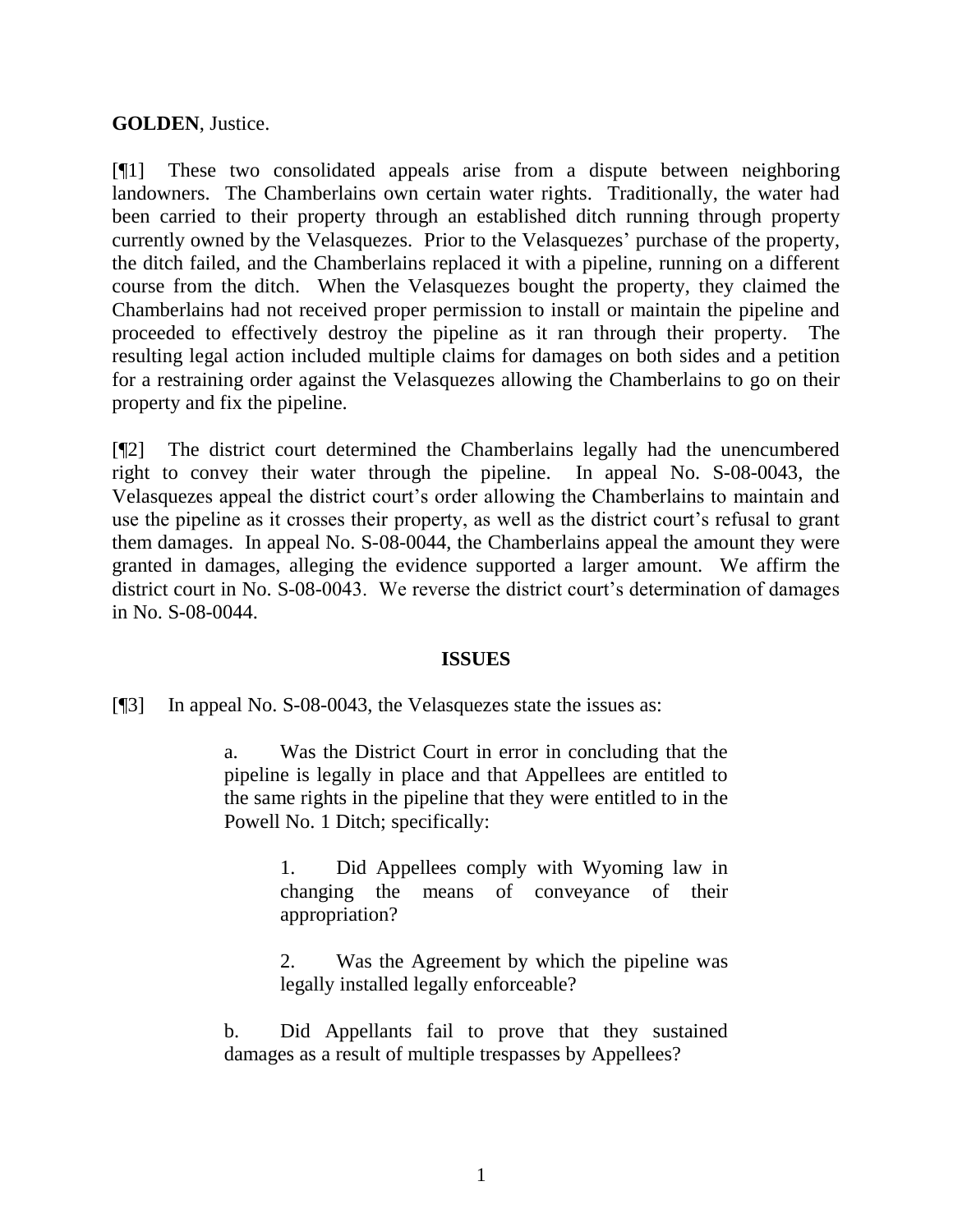**GOLDEN**, Justice.

[¶1] These two consolidated appeals arise from a dispute between neighboring landowners. The Chamberlains own certain water rights. Traditionally, the water had been carried to their property through an established ditch running through property currently owned by the Velasquezes. Prior to the Velasquezes' purchase of the property, the ditch failed, and the Chamberlains replaced it with a pipeline, running on a different course from the ditch. When the Velasquezes bought the property, they claimed the Chamberlains had not received proper permission to install or maintain the pipeline and proceeded to effectively destroy the pipeline as it ran through their property. The resulting legal action included multiple claims for damages on both sides and a petition for a restraining order against the Velasquezes allowing the Chamberlains to go on their property and fix the pipeline.

[¶2] The district court determined the Chamberlains legally had the unencumbered right to convey their water through the pipeline. In appeal No. S-08-0043, the Velasquezes appeal the district court's order allowing the Chamberlains to maintain and use the pipeline as it crosses their property, as well as the district court's refusal to grant them damages. In appeal No. S-08-0044, the Chamberlains appeal the amount they were granted in damages, alleging the evidence supported a larger amount. We affirm the district court in No. S-08-0043. We reverse the district court's determination of damages in No. S-08-0044.

## ISSUES

[¶3] In appeal No. S-08-0043, the Velasquezes state the issues as:

> a. Was the District Court in error in concluding that the pipeline is legally in place and that Appellees are entitled to the same rights in the pipeline that they were entitled to in the Powell No. 1 Ditch; specifically:
>
> > 1. Did Appellees comply with Wyoming law in changing the means of conveyance of their appropriation?
> >
> > 2. Was the Agreement by which the pipeline was legally installed legally enforceable?
>
> b. Did Appellants fail to prove that they sustained damages as a result of multiple trespasses by Appellees?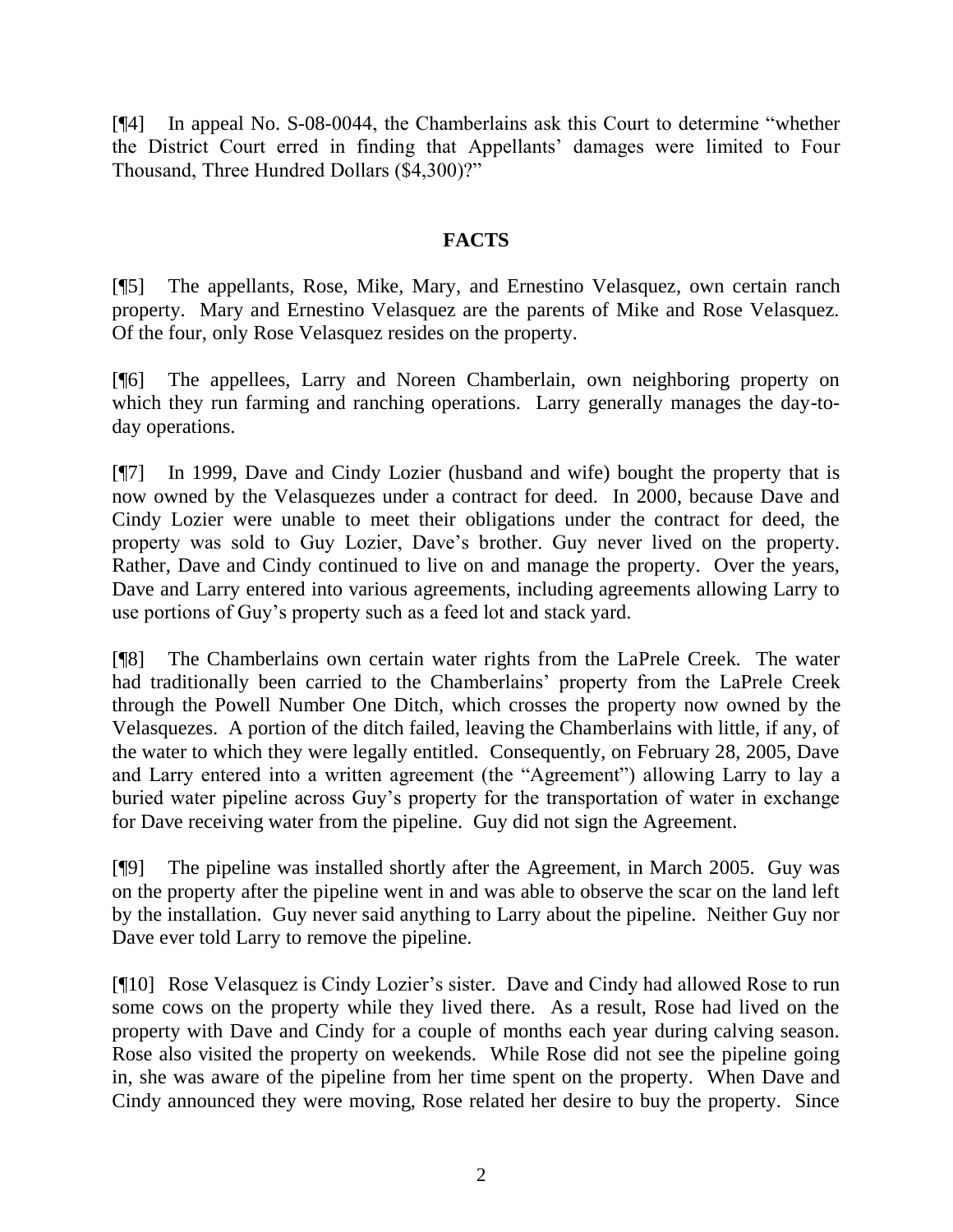[¶4] In appeal No. S-08-0044, the Chamberlains ask this Court to determine "whether the District Court erred in finding that Appellants' damages were limited to Four Thousand, Three Hundred Dollars ($4,300)?"

## FACTS

[¶5] The appellants, Rose, Mike, Mary, and Ernestino Velasquez, own certain ranch property. Mary and Ernestino Velasquez are the parents of Mike and Rose Velasquez. Of the four, only Rose Velasquez resides on the property.

[¶6] The appellees, Larry and Noreen Chamberlain, own neighboring property on which they run farming and ranching operations. Larry generally manages the day-to-day operations.

[¶7] In 1999, Dave and Cindy Lozier (husband and wife) bought the property that is now owned by the Velasquezes under a contract for deed. In 2000, because Dave and Cindy Lozier were unable to meet their obligations under the contract for deed, the property was sold to Guy Lozier, Dave's brother. Guy never lived on the property. Rather, Dave and Cindy continued to live on and manage the property. Over the years, Dave and Larry entered into various agreements, including agreements allowing Larry to use portions of Guy's property such as a feed lot and stack yard.

[¶8] The Chamberlains own certain water rights from the LaPrele Creek. The water had traditionally been carried to the Chamberlains' property from the LaPrele Creek through the Powell Number One Ditch, which crosses the property now owned by the Velasquezes. A portion of the ditch failed, leaving the Chamberlains with little, if any, of the water to which they were legally entitled. Consequently, on February 28, 2005, Dave and Larry entered into a written agreement (the "Agreement") allowing Larry to lay a buried water pipeline across Guy's property for the transportation of water in exchange for Dave receiving water from the pipeline. Guy did not sign the Agreement.

[¶9] The pipeline was installed shortly after the Agreement, in March 2005. Guy was on the property after the pipeline went in and was able to observe the scar on the land left by the installation. Guy never said anything to Larry about the pipeline. Neither Guy nor Dave ever told Larry to remove the pipeline.

[¶10] Rose Velasquez is Cindy Lozier's sister. Dave and Cindy had allowed Rose to run some cows on the property while they lived there. As a result, Rose had lived on the property with Dave and Cindy for a couple of months each year during calving season. Rose also visited the property on weekends. While Rose did not see the pipeline going in, she was aware of the pipeline from her time spent on the property. When Dave and Cindy announced they were moving, Rose related her desire to buy the property. Since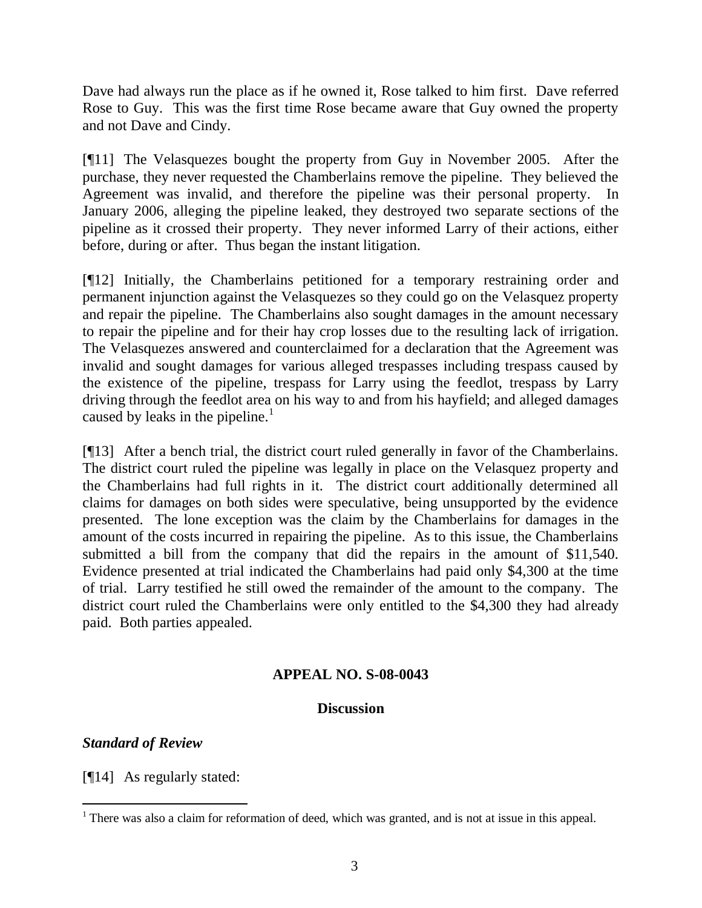Dave had always run the place as if he owned it, Rose talked to him first. Dave referred Rose to Guy. This was the first time Rose became aware that Guy owned the property and not Dave and Cindy.

[¶11] The Velasquezes bought the property from Guy in November 2005. After the purchase, they never requested the Chamberlains remove the pipeline. They believed the Agreement was invalid, and therefore the pipeline was their personal property. In January 2006, alleging the pipeline leaked, they destroyed two separate sections of the pipeline as it crossed their property. They never informed Larry of their actions, either before, during or after. Thus began the instant litigation.

[¶12] Initially, the Chamberlains petitioned for a temporary restraining order and permanent injunction against the Velasquezes so they could go on the Velasquez property and repair the pipeline. The Chamberlains also sought damages in the amount necessary to repair the pipeline and for their hay crop losses due to the resulting lack of irrigation. The Velasquezes answered and counterclaimed for a declaration that the Agreement was invalid and sought damages for various alleged trespasses including trespass caused by the existence of the pipeline, trespass for Larry using the feedlot, trespass by Larry driving through the feedlot area on his way to and from his hayfield; and alleged damages caused by leaks in the pipeline.[1]

[¶13] After a bench trial, the district court ruled generally in favor of the Chamberlains. The district court ruled the pipeline was legally in place on the Velasquez property and the Chamberlains had full rights in it. The district court additionally determined all claims for damages on both sides were speculative, being unsupported by the evidence presented. The lone exception was the claim by the Chamberlains for damages in the amount of the costs incurred in repairing the pipeline. As to this issue, the Chamberlains submitted a bill from the company that did the repairs in the amount of \$11,540. Evidence presented at trial indicated the Chamberlains had paid only \$4,300 at the time of trial. Larry testified he still owed the remainder of the amount to the company. The district court ruled the Chamberlains were only entitled to the \$4,300 they had already paid. Both parties appealed.

## APPEAL NO. S-08-0043

### Discussion

#### *Standard of Review*

[¶14] As regularly stated:

---

[1] There was also a claim for reformation of deed, which was granted, and is not at issue in this appeal.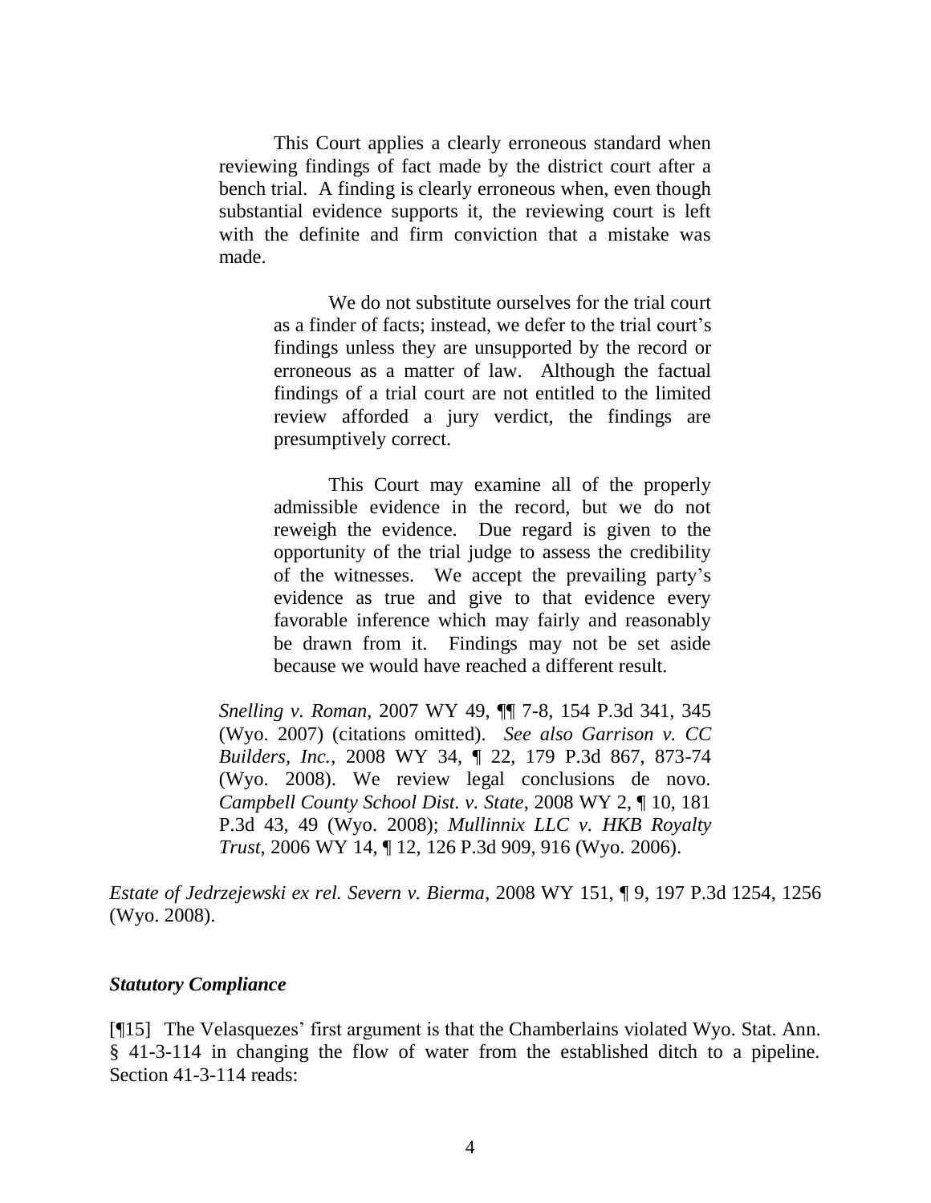> This Court applies a clearly erroneous standard when reviewing findings of fact made by the district court after a bench trial. A finding is clearly erroneous when, even though substantial evidence supports it, the reviewing court is left with the definite and firm conviction that a mistake was made.
>
> > We do not substitute ourselves for the trial court as a finder of facts; instead, we defer to the trial court's findings unless they are unsupported by the record or erroneous as a matter of law. Although the factual findings of a trial court are not entitled to the limited review afforded a jury verdict, the findings are presumptively correct.
> >
> > This Court may examine all of the properly admissible evidence in the record, but we do not reweigh the evidence. Due regard is given to the opportunity of the trial judge to assess the credibility of the witnesses. We accept the prevailing party's evidence as true and give to that evidence every favorable inference which may fairly and reasonably be drawn from it. Findings may not be set aside because we would have reached a different result.
>
> *Snelling v. Roman*, 2007 WY 49, ¶¶ 7-8, 154 P.3d 341, 345 (Wyo. 2007) (citations omitted). *See also Garrison v. CC Builders, Inc.*, 2008 WY 34, ¶ 22, 179 P.3d 867, 873-74 (Wyo. 2008). We review legal conclusions de novo. *Campbell County School Dist. v. State*, 2008 WY 2, ¶ 10, 181 P.3d 43, 49 (Wyo. 2008); *Mullinnix LLC v. HKB Royalty Trust*, 2006 WY 14, ¶ 12, 126 P.3d 909, 916 (Wyo. 2006).

*Estate of Jedrzejewski ex rel. Severn v. Bierma*, 2008 WY 151, ¶ 9, 197 P.3d 1254, 1256 (Wyo. 2008).

***Statutory Compliance***

[¶15] The Velasquezes' first argument is that the Chamberlains violated Wyo. Stat. Ann. § 41-3-114 in changing the flow of water from the established ditch to a pipeline. Section 41-3-114 reads: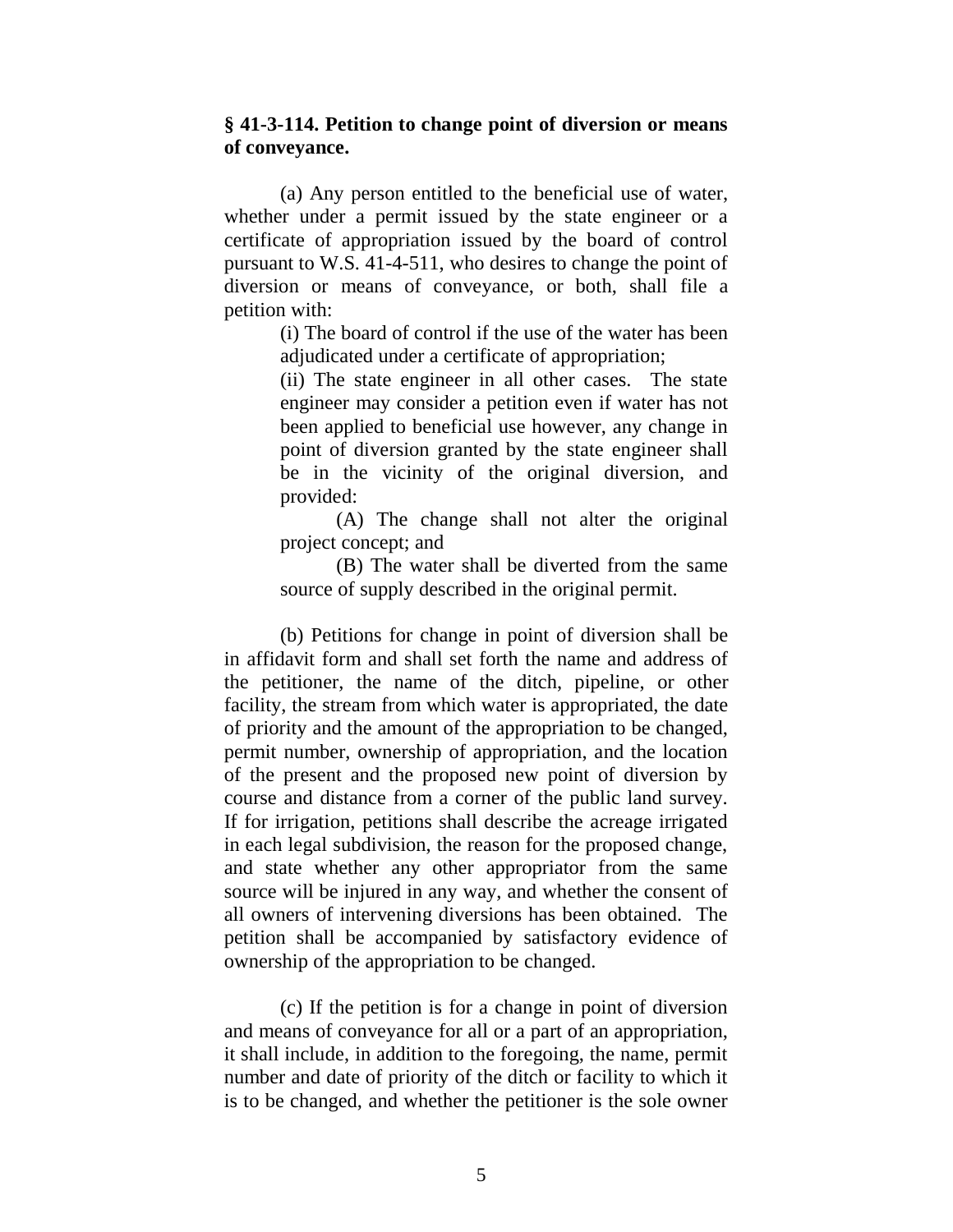**§ 41-3-114. Petition to change point of diversion or means of conveyance.**

(a) Any person entitled to the beneficial use of water, whether under a permit issued by the state engineer or a certificate of appropriation issued by the board of control pursuant to W.S. 41-4-511, who desires to change the point of diversion or means of conveyance, or both, shall file a petition with:

> (i) The board of control if the use of the water has been adjudicated under a certificate of appropriation;
>
> (ii) The state engineer in all other cases. The state engineer may consider a petition even if water has not been applied to beneficial use however, any change in point of diversion granted by the state engineer shall be in the vicinity of the original diversion, and provided:
>
> > (A) The change shall not alter the original project concept; and
> >
> > (B) The water shall be diverted from the same source of supply described in the original permit.

(b) Petitions for change in point of diversion shall be in affidavit form and shall set forth the name and address of the petitioner, the name of the ditch, pipeline, or other facility, the stream from which water is appropriated, the date of priority and the amount of the appropriation to be changed, permit number, ownership of appropriation, and the location of the present and the proposed new point of diversion by course and distance from a corner of the public land survey. If for irrigation, petitions shall describe the acreage irrigated in each legal subdivision, the reason for the proposed change, and state whether any other appropriator from the same source will be injured in any way, and whether the consent of all owners of intervening diversions has been obtained. The petition shall be accompanied by satisfactory evidence of ownership of the appropriation to be changed.

(c) If the petition is for a change in point of diversion and means of conveyance for all or a part of an appropriation, it shall include, in addition to the foregoing, the name, permit number and date of priority of the ditch or facility to which it is to be changed, and whether the petitioner is the sole owner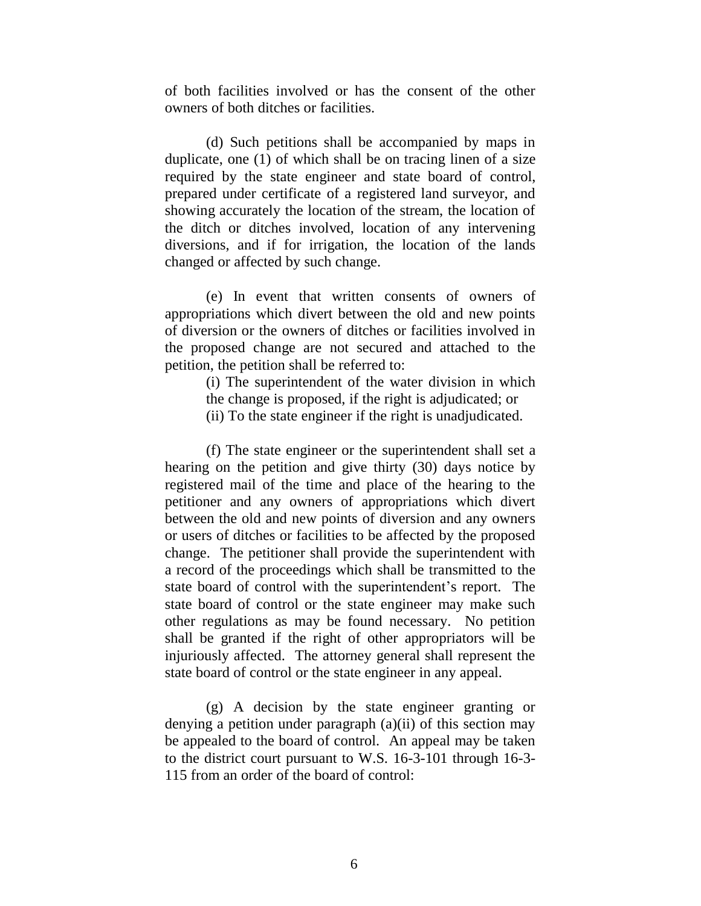of both facilities involved or has the consent of the other owners of both ditches or facilities.

(d) Such petitions shall be accompanied by maps in duplicate, one (1) of which shall be on tracing linen of a size required by the state engineer and state board of control, prepared under certificate of a registered land surveyor, and showing accurately the location of the stream, the location of the ditch or ditches involved, location of any intervening diversions, and if for irrigation, the location of the lands changed or affected by such change.

(e) In event that written consents of owners of appropriations which divert between the old and new points of diversion or the owners of ditches or facilities involved in the proposed change are not secured and attached to the petition, the petition shall be referred to:

(i) The superintendent of the water division in which the change is proposed, if the right is adjudicated; or

(ii) To the state engineer if the right is unadjudicated.

(f) The state engineer or the superintendent shall set a hearing on the petition and give thirty (30) days notice by registered mail of the time and place of the hearing to the petitioner and any owners of appropriations which divert between the old and new points of diversion and any owners or users of ditches or facilities to be affected by the proposed change. The petitioner shall provide the superintendent with a record of the proceedings which shall be transmitted to the state board of control with the superintendent's report. The state board of control or the state engineer may make such other regulations as may be found necessary. No petition shall be granted if the right of other appropriators will be injuriously affected. The attorney general shall represent the state board of control or the state engineer in any appeal.

(g) A decision by the state engineer granting or denying a petition under paragraph (a)(ii) of this section may be appealed to the board of control. An appeal may be taken to the district court pursuant to W.S. 16-3-101 through 16-3-115 from an order of the board of control: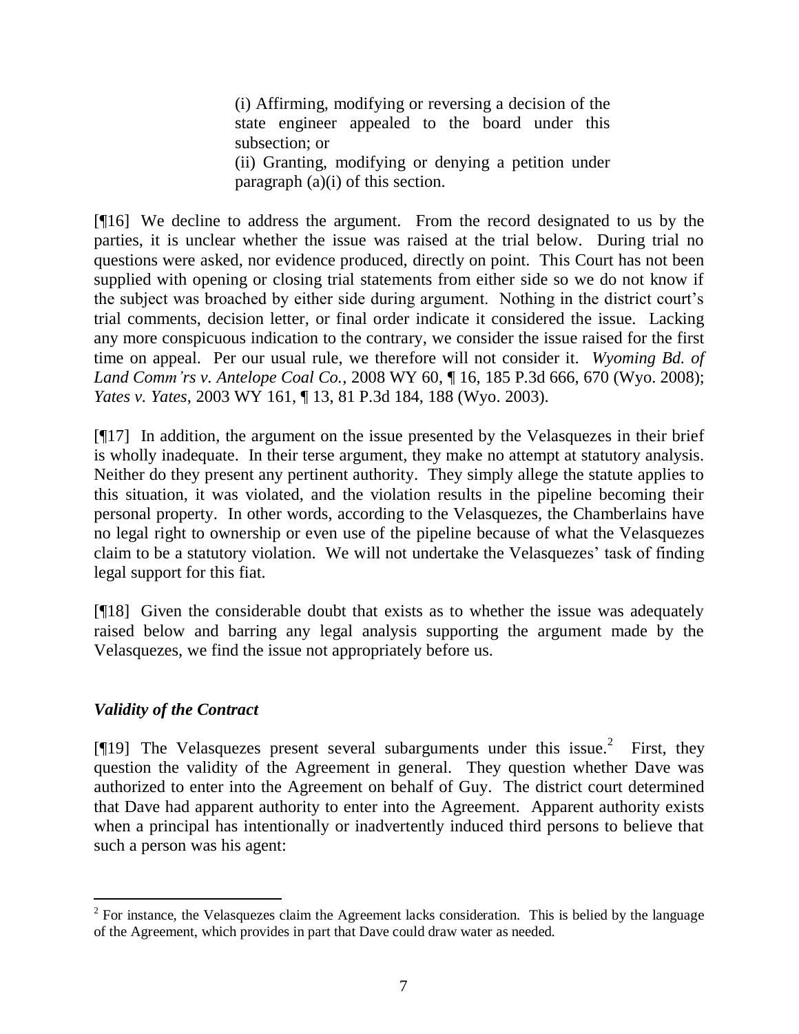> (i) Affirming, modifying or reversing a decision of the state engineer appealed to the board under this subsection; or
>
> (ii) Granting, modifying or denying a petition under paragraph (a)(i) of this section.

[¶16] We decline to address the argument. From the record designated to us by the parties, it is unclear whether the issue was raised at the trial below. During trial no questions were asked, nor evidence produced, directly on point. This Court has not been supplied with opening or closing trial statements from either side so we do not know if the subject was broached by either side during argument. Nothing in the district court's trial comments, decision letter, or final order indicate it considered the issue. Lacking any more conspicuous indication to the contrary, we consider the issue raised for the first time on appeal. Per our usual rule, we therefore will not consider it. *Wyoming Bd. of Land Comm'rs v. Antelope Coal Co.*, 2008 WY 60, ¶ 16, 185 P.3d 666, 670 (Wyo. 2008); *Yates v. Yates*, 2003 WY 161, ¶ 13, 81 P.3d 184, 188 (Wyo. 2003).

[¶17] In addition, the argument on the issue presented by the Velasquezes in their brief is wholly inadequate. In their terse argument, they make no attempt at statutory analysis. Neither do they present any pertinent authority. They simply allege the statute applies to this situation, it was violated, and the violation results in the pipeline becoming their personal property. In other words, according to the Velasquezes, the Chamberlains have no legal right to ownership or even use of the pipeline because of what the Velasquezes claim to be a statutory violation. We will not undertake the Velasquezes' task of finding legal support for this fiat.

[¶18] Given the considerable doubt that exists as to whether the issue was adequately raised below and barring any legal analysis supporting the argument made by the Velasquezes, we find the issue not appropriately before us.

### *Validity of the Contract*

[¶19] The Velasquezes present several subarguments under this issue.[2] First, they question the validity of the Agreement in general. They question whether Dave was authorized to enter into the Agreement on behalf of Guy. The district court determined that Dave had apparent authority to enter into the Agreement. Apparent authority exists when a principal has intentionally or inadvertently induced third persons to believe that such a person was his agent:

[2] For instance, the Velasquezes claim the Agreement lacks consideration. This is belied by the language of the Agreement, which provides in part that Dave could draw water as needed.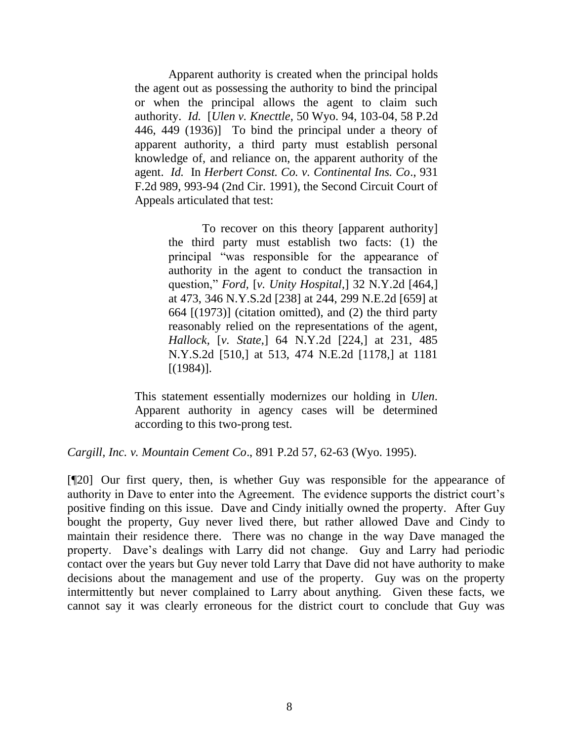> Apparent authority is created when the principal holds the agent out as possessing the authority to bind the principal or when the principal allows the agent to claim such authority. *Id.* [*Ulen v. Knecttle*, 50 Wyo. 94, 103-04, 58 P.2d 446, 449 (1936)] To bind the principal under a theory of apparent authority, a third party must establish personal knowledge of, and reliance on, the apparent authority of the agent. *Id.* In *Herbert Const. Co. v. Continental Ins. Co*., 931 F.2d 989, 993-94 (2nd Cir. 1991), the Second Circuit Court of Appeals articulated that test:
>
> > To recover on this theory [apparent authority] the third party must establish two facts: (1) the principal "was responsible for the appearance of authority in the agent to conduct the transaction in question," *Ford,* [*v. Unity Hospital*,] 32 N.Y.2d [464,] at 473, 346 N.Y.S.2d [238] at 244, 299 N.E.2d [659] at 664 [(1973)] (citation omitted), and (2) the third party reasonably relied on the representations of the agent, *Hallock*, [*v. State*,] 64 N.Y.2d [224,] at 231, 485 N.Y.S.2d [510,] at 513, 474 N.E.2d [1178,] at 1181 [(1984)].
>
> This statement essentially modernizes our holding in *Ulen*. Apparent authority in agency cases will be determined according to this two-prong test.

*Cargill, Inc. v. Mountain Cement Co*., 891 P.2d 57, 62-63 (Wyo. 1995).

[¶20] Our first query, then, is whether Guy was responsible for the appearance of authority in Dave to enter into the Agreement. The evidence supports the district court's positive finding on this issue. Dave and Cindy initially owned the property. After Guy bought the property, Guy never lived there, but rather allowed Dave and Cindy to maintain their residence there. There was no change in the way Dave managed the property. Dave's dealings with Larry did not change. Guy and Larry had periodic contact over the years but Guy never told Larry that Dave did not have authority to make decisions about the management and use of the property. Guy was on the property intermittently but never complained to Larry about anything. Given these facts, we cannot say it was clearly erroneous for the district court to conclude that Guy was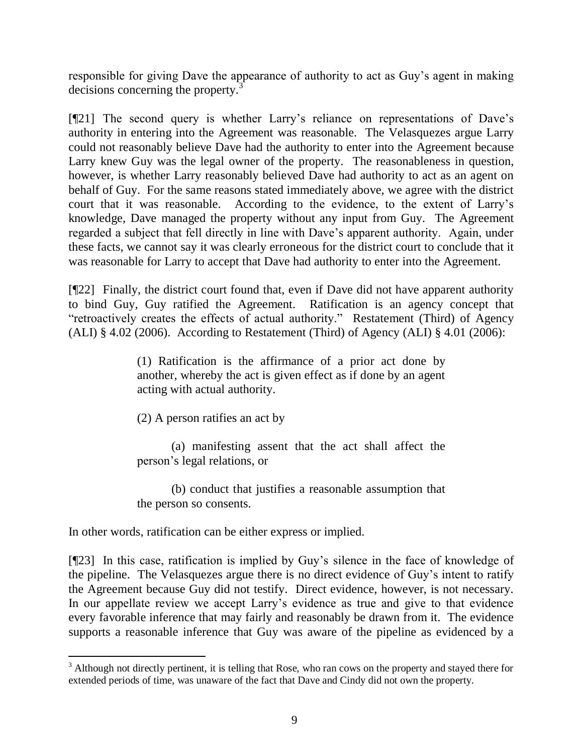responsible for giving Dave the appearance of authority to act as Guy's agent in making decisions concerning the property.[3]

[¶21] The second query is whether Larry's reliance on representations of Dave's authority in entering into the Agreement was reasonable. The Velasquezes argue Larry could not reasonably believe Dave had the authority to enter into the Agreement because Larry knew Guy was the legal owner of the property. The reasonableness in question, however, is whether Larry reasonably believed Dave had authority to act as an agent on behalf of Guy. For the same reasons stated immediately above, we agree with the district court that it was reasonable. According to the evidence, to the extent of Larry's knowledge, Dave managed the property without any input from Guy. The Agreement regarded a subject that fell directly in line with Dave's apparent authority. Again, under these facts, we cannot say it was clearly erroneous for the district court to conclude that it was reasonable for Larry to accept that Dave had authority to enter into the Agreement.

[¶22] Finally, the district court found that, even if Dave did not have apparent authority to bind Guy, Guy ratified the Agreement. Ratification is an agency concept that "retroactively creates the effects of actual authority." Restatement (Third) of Agency (ALI) § 4.02 (2006). According to Restatement (Third) of Agency (ALI) § 4.01 (2006):

> (1) Ratification is the affirmance of a prior act done by another, whereby the act is given effect as if done by an agent acting with actual authority.
>
> (2) A person ratifies an act by
>
> (a) manifesting assent that the act shall affect the person's legal relations, or
>
> (b) conduct that justifies a reasonable assumption that the person so consents.

In other words, ratification can be either express or implied.

[¶23] In this case, ratification is implied by Guy's silence in the face of knowledge of the pipeline. The Velasquezes argue there is no direct evidence of Guy's intent to ratify the Agreement because Guy did not testify. Direct evidence, however, is not necessary. In our appellate review we accept Larry's evidence as true and give to that evidence every favorable inference that may fairly and reasonably be drawn from it. The evidence supports a reasonable inference that Guy was aware of the pipeline as evidenced by a

---

[3] Although not directly pertinent, it is telling that Rose, who ran cows on the property and stayed there for extended periods of time, was unaware of the fact that Dave and Cindy did not own the property.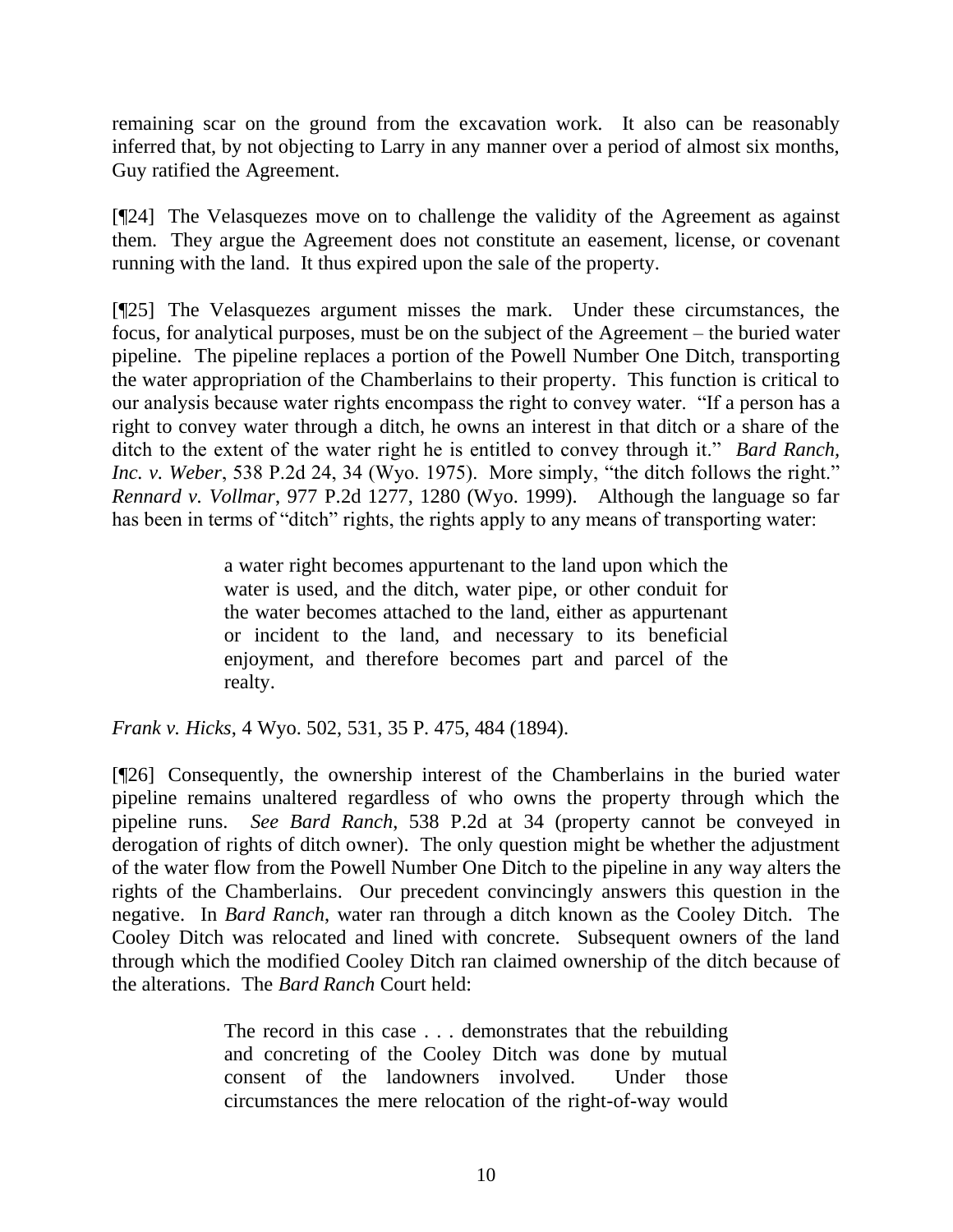remaining scar on the ground from the excavation work. It also can be reasonably inferred that, by not objecting to Larry in any manner over a period of almost six months, Guy ratified the Agreement.

[¶24] The Velasquezes move on to challenge the validity of the Agreement as against them. They argue the Agreement does not constitute an easement, license, or covenant running with the land. It thus expired upon the sale of the property.

[¶25] The Velasquezes argument misses the mark. Under these circumstances, the focus, for analytical purposes, must be on the subject of the Agreement – the buried water pipeline. The pipeline replaces a portion of the Powell Number One Ditch, transporting the water appropriation of the Chamberlains to their property. This function is critical to our analysis because water rights encompass the right to convey water. "If a person has a right to convey water through a ditch, he owns an interest in that ditch or a share of the ditch to the extent of the water right he is entitled to convey through it." *Bard Ranch, Inc. v. Weber*, 538 P.2d 24, 34 (Wyo. 1975). More simply, "the ditch follows the right." *Rennard v. Vollmar*, 977 P.2d 1277, 1280 (Wyo. 1999). Although the language so far has been in terms of "ditch" rights, the rights apply to any means of transporting water:

> a water right becomes appurtenant to the land upon which the water is used, and the ditch, water pipe, or other conduit for the water becomes attached to the land, either as appurtenant or incident to the land, and necessary to its beneficial enjoyment, and therefore becomes part and parcel of the realty.

*Frank v. Hicks*, 4 Wyo. 502, 531, 35 P. 475, 484 (1894).

[¶26] Consequently, the ownership interest of the Chamberlains in the buried water pipeline remains unaltered regardless of who owns the property through which the pipeline runs. *See Bard Ranch*, 538 P.2d at 34 (property cannot be conveyed in derogation of rights of ditch owner). The only question might be whether the adjustment of the water flow from the Powell Number One Ditch to the pipeline in any way alters the rights of the Chamberlains. Our precedent convincingly answers this question in the negative. In *Bard Ranch*, water ran through a ditch known as the Cooley Ditch. The Cooley Ditch was relocated and lined with concrete. Subsequent owners of the land through which the modified Cooley Ditch ran claimed ownership of the ditch because of the alterations. The *Bard Ranch* Court held:

> The record in this case . . . demonstrates that the rebuilding and concreting of the Cooley Ditch was done by mutual consent of the landowners involved. Under those circumstances the mere relocation of the right-of-way would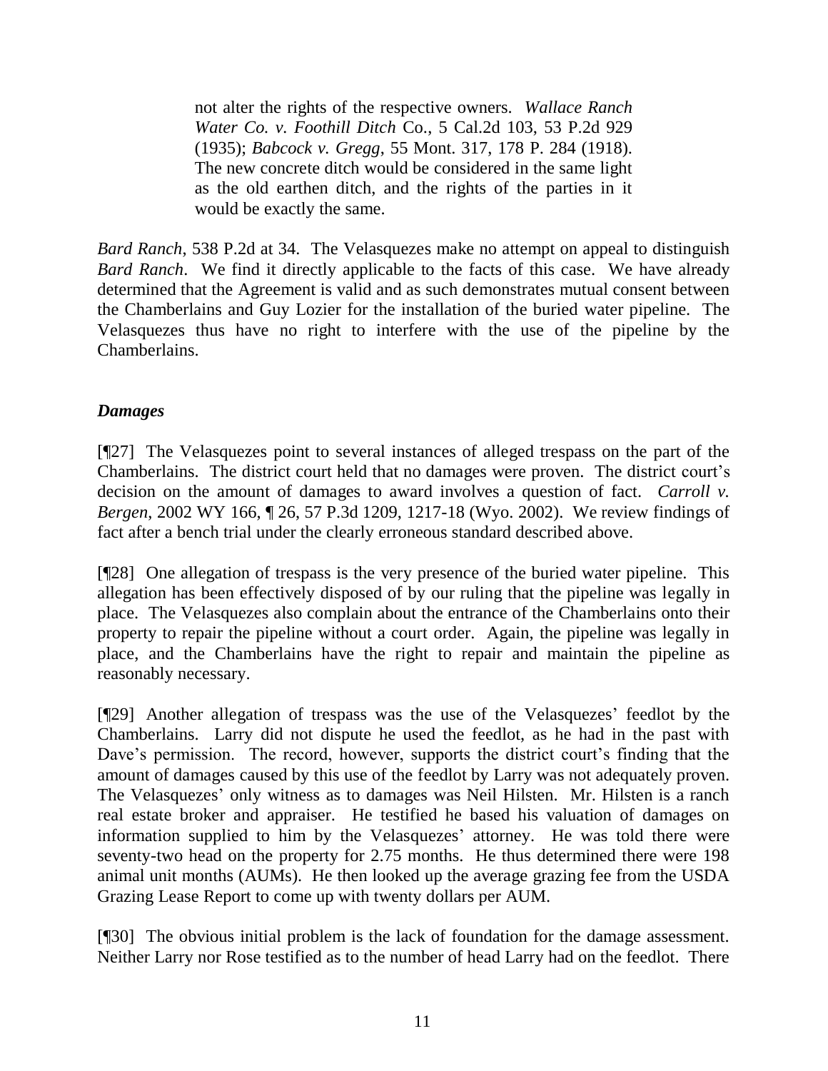> not alter the rights of the respective owners. *Wallace Ranch Water Co. v. Foothill Ditch* Co., 5 Cal.2d 103, 53 P.2d 929 (1935); *Babcock v. Gregg*, 55 Mont. 317, 178 P. 284 (1918). The new concrete ditch would be considered in the same light as the old earthen ditch, and the rights of the parties in it would be exactly the same.

*Bard Ranch*, 538 P.2d at 34. The Velasquezes make no attempt on appeal to distinguish *Bard Ranch*. We find it directly applicable to the facts of this case. We have already determined that the Agreement is valid and as such demonstrates mutual consent between the Chamberlains and Guy Lozier for the installation of the buried water pipeline. The Velasquezes thus have no right to interfere with the use of the pipeline by the Chamberlains.

### *Damages*

[¶27] The Velasquezes point to several instances of alleged trespass on the part of the Chamberlains. The district court held that no damages were proven. The district court's decision on the amount of damages to award involves a question of fact. *Carroll v. Bergen*, 2002 WY 166, ¶ 26, 57 P.3d 1209, 1217-18 (Wyo. 2002). We review findings of fact after a bench trial under the clearly erroneous standard described above.

[¶28] One allegation of trespass is the very presence of the buried water pipeline. This allegation has been effectively disposed of by our ruling that the pipeline was legally in place. The Velasquezes also complain about the entrance of the Chamberlains onto their property to repair the pipeline without a court order. Again, the pipeline was legally in place, and the Chamberlains have the right to repair and maintain the pipeline as reasonably necessary.

[¶29] Another allegation of trespass was the use of the Velasquezes' feedlot by the Chamberlains. Larry did not dispute he used the feedlot, as he had in the past with Dave's permission. The record, however, supports the district court's finding that the amount of damages caused by this use of the feedlot by Larry was not adequately proven. The Velasquezes' only witness as to damages was Neil Hilsten. Mr. Hilsten is a ranch real estate broker and appraiser. He testified he based his valuation of damages on information supplied to him by the Velasquezes' attorney. He was told there were seventy-two head on the property for 2.75 months. He thus determined there were 198 animal unit months (AUMs). He then looked up the average grazing fee from the USDA Grazing Lease Report to come up with twenty dollars per AUM.

[¶30] The obvious initial problem is the lack of foundation for the damage assessment. Neither Larry nor Rose testified as to the number of head Larry had on the feedlot. There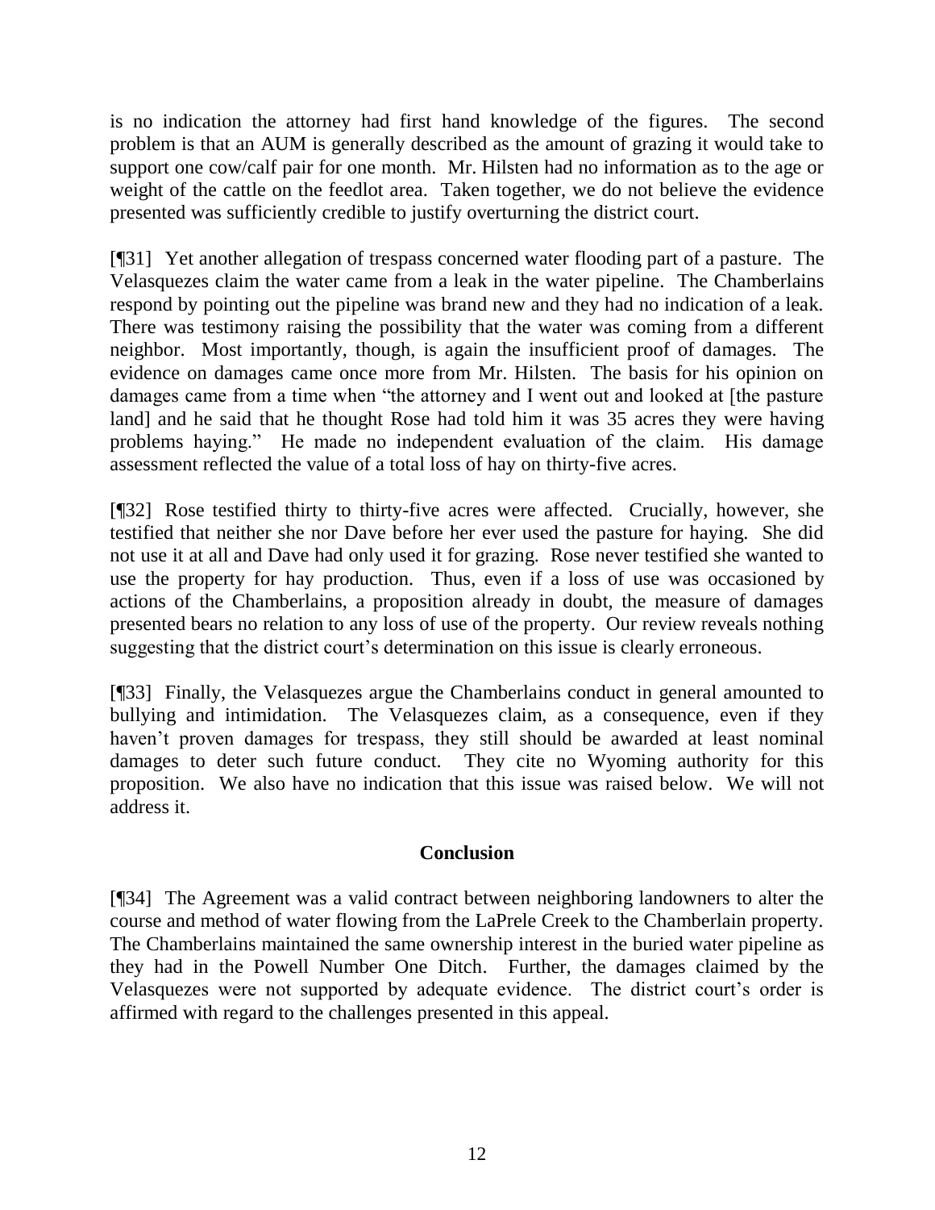is no indication the attorney had first hand knowledge of the figures. The second problem is that an AUM is generally described as the amount of grazing it would take to support one cow/calf pair for one month. Mr. Hilsten had no information as to the age or weight of the cattle on the feedlot area. Taken together, we do not believe the evidence presented was sufficiently credible to justify overturning the district court.

[¶31] Yet another allegation of trespass concerned water flooding part of a pasture. The Velasquezes claim the water came from a leak in the water pipeline. The Chamberlains respond by pointing out the pipeline was brand new and they had no indication of a leak. There was testimony raising the possibility that the water was coming from a different neighbor. Most importantly, though, is again the insufficient proof of damages. The evidence on damages came once more from Mr. Hilsten. The basis for his opinion on damages came from a time when "the attorney and I went out and looked at [the pasture land] and he said that he thought Rose had told him it was 35 acres they were having problems haying." He made no independent evaluation of the claim. His damage assessment reflected the value of a total loss of hay on thirty-five acres.

[¶32] Rose testified thirty to thirty-five acres were affected. Crucially, however, she testified that neither she nor Dave before her ever used the pasture for haying. She did not use it at all and Dave had only used it for grazing. Rose never testified she wanted to use the property for hay production. Thus, even if a loss of use was occasioned by actions of the Chamberlains, a proposition already in doubt, the measure of damages presented bears no relation to any loss of use of the property. Our review reveals nothing suggesting that the district court's determination on this issue is clearly erroneous.

[¶33] Finally, the Velasquezes argue the Chamberlains conduct in general amounted to bullying and intimidation. The Velasquezes claim, as a consequence, even if they haven't proven damages for trespass, they still should be awarded at least nominal damages to deter such future conduct. They cite no Wyoming authority for this proposition. We also have no indication that this issue was raised below. We will not address it.

## Conclusion

[¶34] The Agreement was a valid contract between neighboring landowners to alter the course and method of water flowing from the LaPrele Creek to the Chamberlain property. The Chamberlains maintained the same ownership interest in the buried water pipeline as they had in the Powell Number One Ditch. Further, the damages claimed by the Velasquezes were not supported by adequate evidence. The district court's order is affirmed with regard to the challenges presented in this appeal.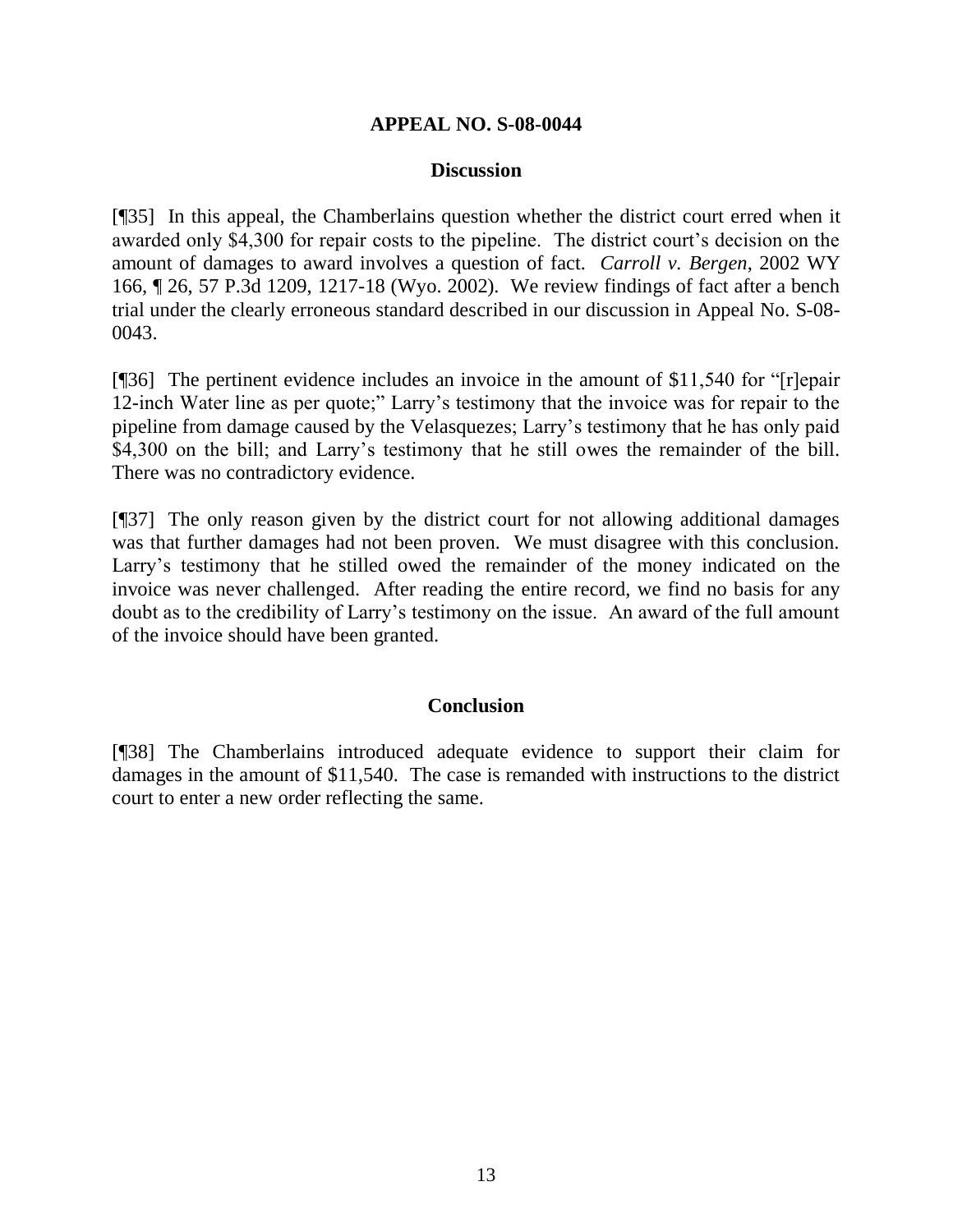## APPEAL NO. S-08-0044

### Discussion

[¶35] In this appeal, the Chamberlains question whether the district court erred when it awarded only $4,300 for repair costs to the pipeline. The district court's decision on the amount of damages to award involves a question of fact. *Carroll v. Bergen*, 2002 WY 166, ¶ 26, 57 P.3d 1209, 1217-18 (Wyo. 2002). We review findings of fact after a bench trial under the clearly erroneous standard described in our discussion in Appeal No. S-08-0043.

[¶36] The pertinent evidence includes an invoice in the amount of $11,540 for "[r]epair 12-inch Water line as per quote;" Larry's testimony that the invoice was for repair to the pipeline from damage caused by the Velasquezes; Larry's testimony that he has only paid $4,300 on the bill; and Larry's testimony that he still owes the remainder of the bill. There was no contradictory evidence.

[¶37] The only reason given by the district court for not allowing additional damages was that further damages had not been proven. We must disagree with this conclusion. Larry's testimony that he stilled owed the remainder of the money indicated on the invoice was never challenged. After reading the entire record, we find no basis for any doubt as to the credibility of Larry's testimony on the issue. An award of the full amount of the invoice should have been granted.

### Conclusion

[¶38] The Chamberlains introduced adequate evidence to support their claim for damages in the amount of $11,540. The case is remanded with instructions to the district court to enter a new order reflecting the same.